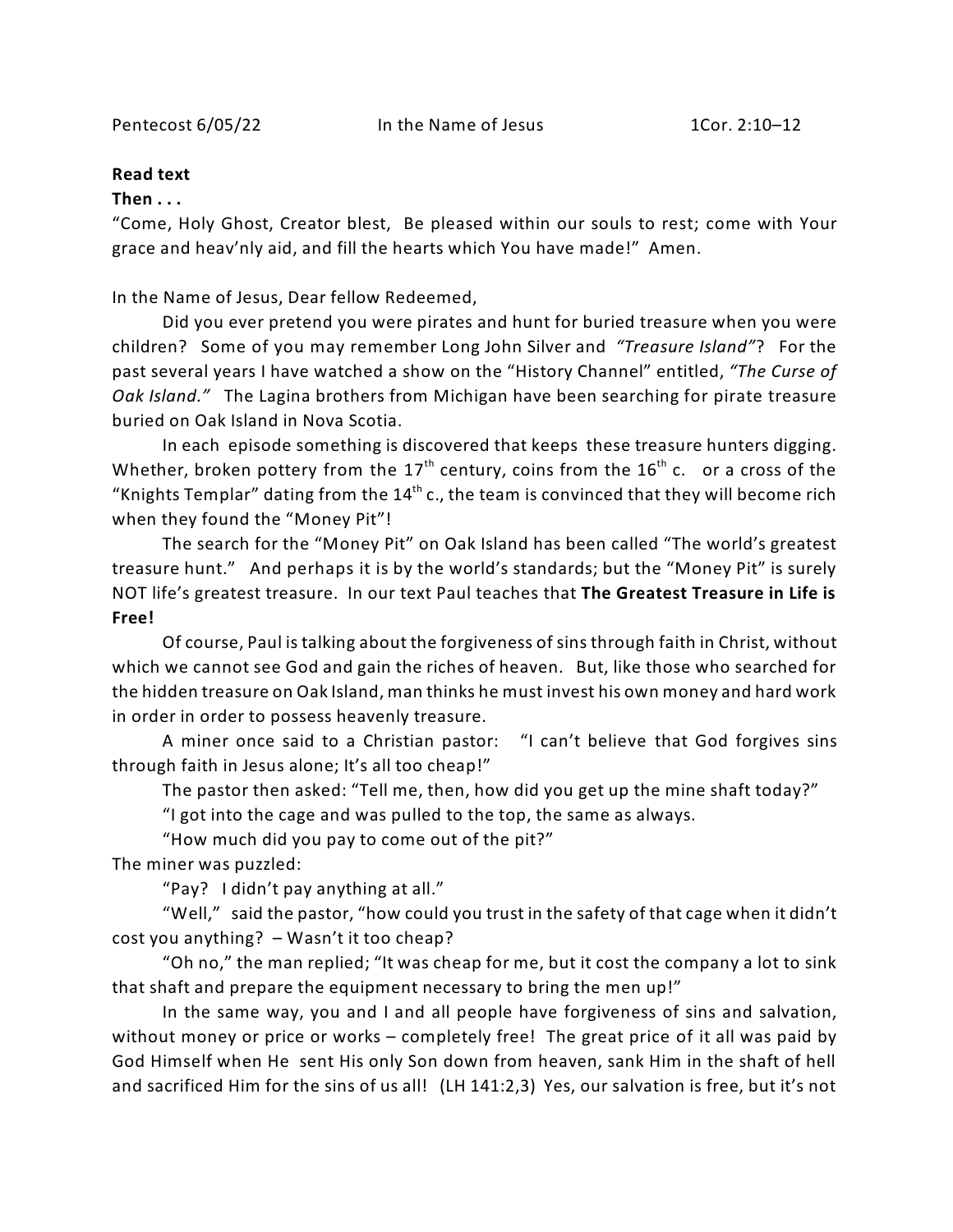Pentecost 6/05/22 In the Name of Jesus 1Cor. 2:10–12

**Read text**

**Then . . .**

"Come, Holy Ghost, Creator blest, Be pleased within our souls to rest; come with Your grace and heav'nly aid, and fill the hearts which You have made!" Amen.

In the Name of Jesus, Dear fellow Redeemed,

Did you ever pretend you were pirates and hunt for buried treasure when you were children? Some of you may remember Long John Silver and *"Treasure Island"*? For the past several years I have watched a show on the "History Channel" entitled, *"The Curse of Oak Island."* The Lagina brothers from Michigan have been searching for pirate treasure buried on Oak Island in Nova Scotia.

In each episode something is discovered that keeps these treasure hunters digging. Whether, broken pottery from the 17th century, coins from the 16th c. or a cross of the "Knights Templar" dating from the 14th c., the team is convinced that they will become rich when they found the "Money Pit"!

The search for the "Money Pit" on Oak Island has been called "The world's greatest treasure hunt." And perhaps it is by the world's standards; but the "Money Pit" is surely NOT life's greatest treasure. In our text Paul teaches that **The Greatest Treasure in Life is Free!**

Of course, Paul is talking about the forgiveness of sins through faith in Christ, without which we cannot see God and gain the riches of heaven. But, like those who searched for the hidden treasure on Oak Island, man thinks he must invest his own money and hard work in order in order to possess heavenly treasure.

A miner once said to a Christian pastor: "I can't believe that God forgives sins through faith in Jesus alone; It's all too cheap!"

The pastor then asked: "Tell me, then, how did you get up the mine shaft today?"

"I got into the cage and was pulled to the top, the same as always.

"How much did you pay to come out of the pit?"

The miner was puzzled:

"Pay? I didn't pay anything at all."

"Well," said the pastor, "how could you trust in the safety of that cage when it didn't cost you anything? – Wasn't it too cheap?

"Oh no," the man replied; "It was cheap for me, but it cost the company a lot to sink that shaft and prepare the equipment necessary to bring the men up!"

In the same way, you and I and all people have forgiveness of sins and salvation, without money or price or works – completely free! The great price of it all was paid by God Himself when He sent His only Son down from heaven, sank Him in the shaft of hell and sacrificed Him for the sins of us all! (LH 141:2,3) Yes, our salvation is free, but it's not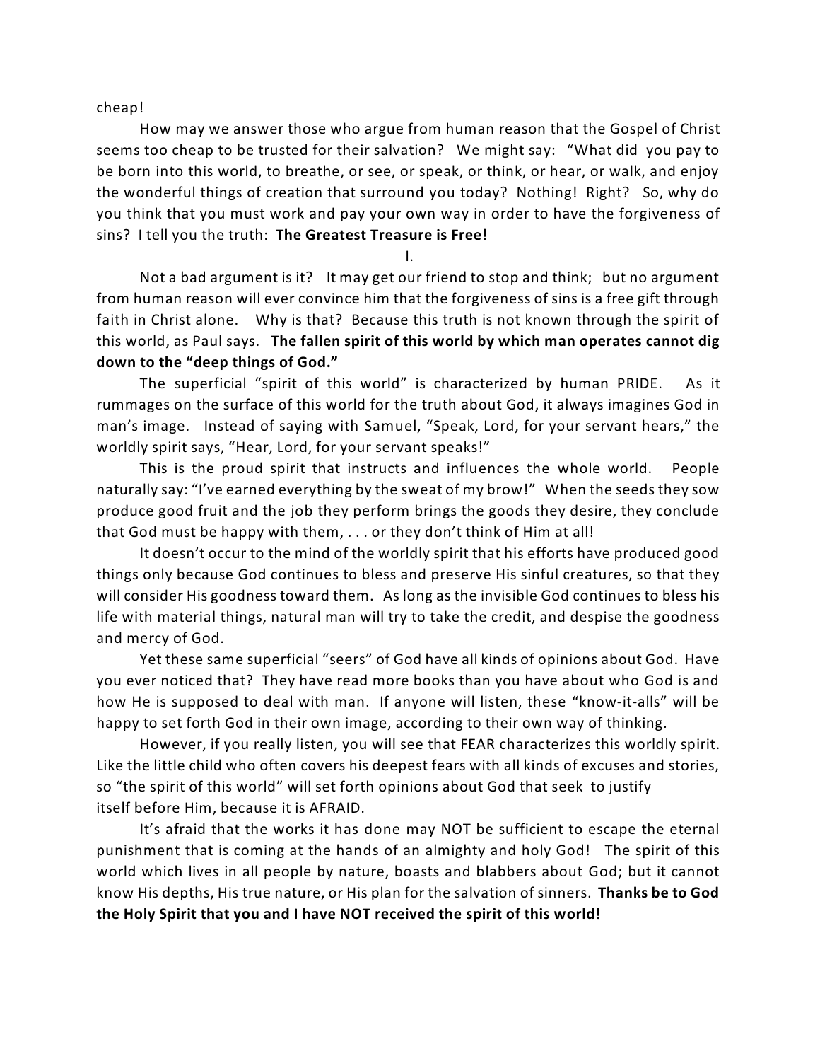cheap!

How may we answer those who argue from human reason that the Gospel of Christ seems too cheap to be trusted for their salvation? We might say: "What did you pay to be born into this world, to breathe, or see, or speak, or think, or hear, or walk, and enjoy the wonderful things of creation that surround you today? Nothing! Right? So, why do you think that you must work and pay your own way in order to have the forgiveness of sins? I tell you the truth: **The Greatest Treasure is Free!**

I.

Not a bad argument is it? It may get our friend to stop and think; but no argument from human reason will ever convince him that the forgiveness of sins is a free gift through faith in Christ alone. Why is that? Because this truth is not known through the spirit of this world, as Paul says. **The fallen spirit of this world by which man operates cannot dig down to the "deep things of God."**

The superficial "spirit of this world" is characterized by human PRIDE. As it rummages on the surface of this world for the truth about God, it always imagines God in man's image. Instead of saying with Samuel, "Speak, Lord, for your servant hears," the worldly spirit says, "Hear, Lord, for your servant speaks!"

This is the proud spirit that instructs and influences the whole world. People naturally say: "I've earned everything by the sweat of my brow!" When the seeds they sow produce good fruit and the job they perform brings the goods they desire, they conclude that God must be happy with them, . . . or they don't think of Him at all!

It doesn't occur to the mind of the worldly spirit that his efforts have produced good things only because God continues to bless and preserve His sinful creatures, so that they will consider His goodness toward them. As long as the invisible God continues to bless his life with material things, natural man will try to take the credit, and despise the goodness and mercy of God.

Yet these same superficial "seers" of God have all kinds of opinions about God. Have you ever noticed that? They have read more books than you have about who God is and how He is supposed to deal with man. If anyone will listen, these "know-it-alls" will be happy to set forth God in their own image, according to their own way of thinking.

However, if you really listen, you will see that FEAR characterizes this worldly spirit. Like the little child who often covers his deepest fears with all kinds of excuses and stories, so "the spirit of this world" will set forth opinions about God that seek to justify itself before Him, because it is AFRAID.

It's afraid that the works it has done may NOT be sufficient to escape the eternal punishment that is coming at the hands of an almighty and holy God! The spirit of this world which lives in all people by nature, boasts and blabbers about God; but it cannot know His depths, His true nature, or His plan for the salvation of sinners. **Thanks be to God the Holy Spirit that you and I have NOT received the spirit of this world!**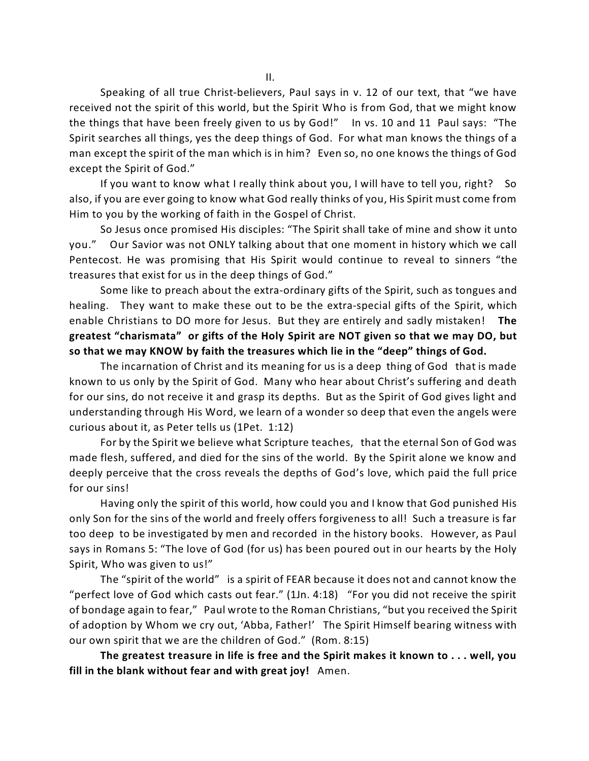II.

Speaking of all true Christ-believers, Paul says in v. 12 of our text, that "we have received not the spirit of this world, but the Spirit Who is from God, that we might know the things that have been freely given to us by God!" In vs. 10 and 11 Paul says: "The Spirit searches all things, yes the deep things of God. For what man knows the things of a man except the spirit of the man which is in him? Even so, no one knows the things of God except the Spirit of God."

If you want to know what I really think about you, I will have to tell you, right? So also, if you are ever going to know what God really thinks of you, His Spirit must come from Him to you by the working of faith in the Gospel of Christ.

So Jesus once promised His disciples: "The Spirit shall take of mine and show it unto you." Our Savior was not ONLY talking about that one moment in history which we call Pentecost. He was promising that His Spirit would continue to reveal to sinners "the treasures that exist for us in the deep things of God."

Some like to preach about the extra-ordinary gifts of the Spirit, such as tongues and healing. They want to make these out to be the extra-special gifts of the Spirit, which enable Christians to DO more for Jesus. But they are entirely and sadly mistaken! **The greatest "charismata" or gifts of the Holy Spirit are NOT given so that we may DO, but so that we may KNOW by faith the treasures which lie in the "deep" things of God.**

The incarnation of Christ and its meaning for us is a deep thing of God that is made known to us only by the Spirit of God. Many who hear about Christ's suffering and death for our sins, do not receive it and grasp its depths. But as the Spirit of God gives light and understanding through His Word, we learn of a wonder so deep that even the angels were curious about it, as Peter tells us (1Pet. 1:12)

For by the Spirit we believe what Scripture teaches, that the eternal Son of God was made flesh, suffered, and died for the sins of the world. By the Spirit alone we know and deeply perceive that the cross reveals the depths of God's love, which paid the full price for our sins!

Having only the spirit of this world, how could you and I know that God punished His only Son for the sins of the world and freely offers forgiveness to all! Such a treasure is far too deep to be investigated by men and recorded in the history books. However, as Paul says in Romans 5: "The love of God (for us) has been poured out in our hearts by the Holy Spirit, Who was given to us!"

The "spirit of the world" is a spirit of FEAR because it does not and cannot know the "perfect love of God which casts out fear." (1Jn. 4:18) "For you did not receive the spirit of bondage again to fear," Paul wrote to the Roman Christians, "but you received the Spirit of adoption by Whom we cry out, 'Abba, Father!' The Spirit Himself bearing witness with our own spirit that we are the children of God." (Rom. 8:15)

**The greatest treasure in life is free and the Spirit makes it known to . . . well, you fill in the blank without fear and with great joy!** Amen.